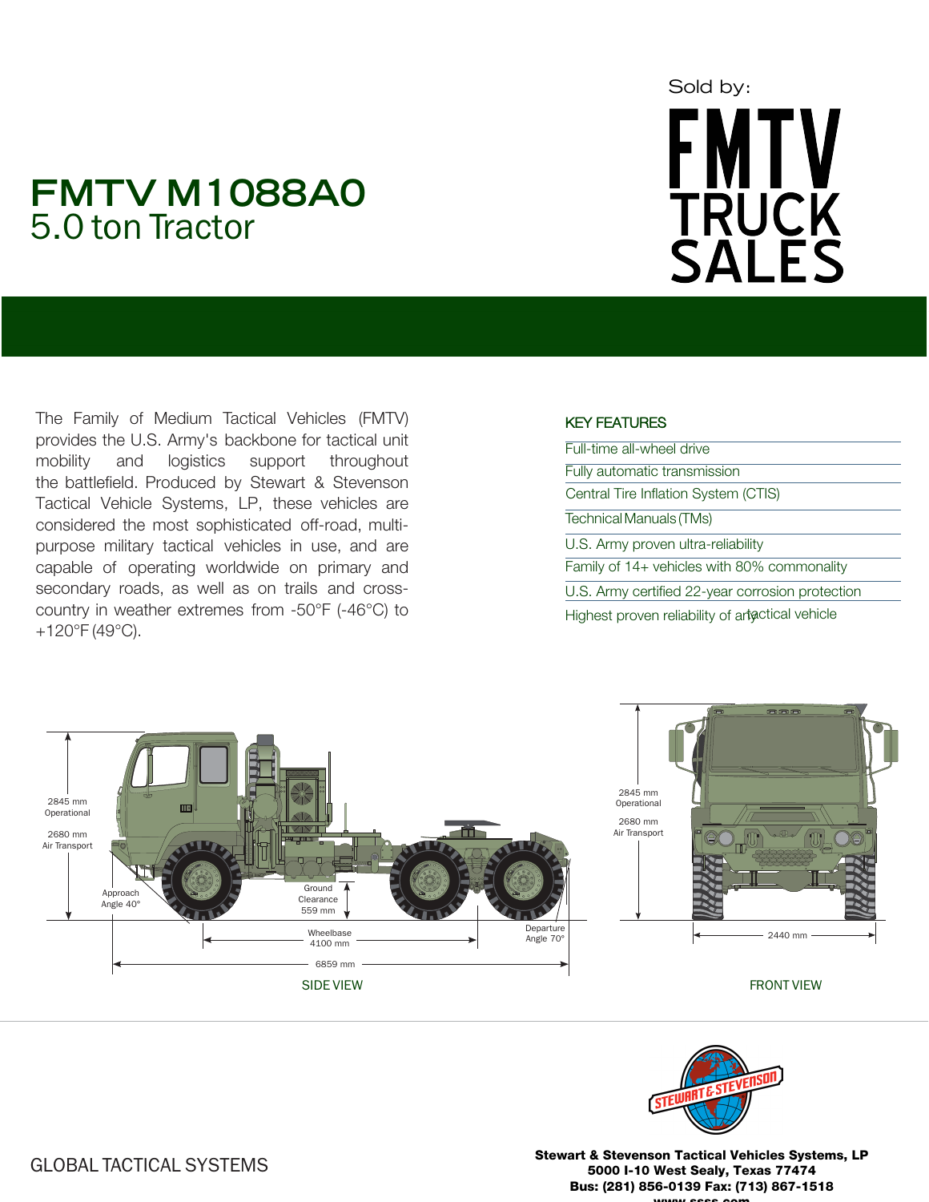# FMTV M1088A0
## 5.0 ton Tractor

Sold by:

**FMTV TRUCK SALES**

The Family of Medium Tactical Vehicles (FMTV) provides the U.S. Army's backbone for tactical unit mobility and logistics support throughout the battlefield. Produced by Stewart & Stevenson Tactical Vehicle Systems, LP, these vehicles are considered the most sophisticated off-road, multi-purpose military tactical vehicles in use, and are capable of operating worldwide on primary and secondary roads, as well as on trails and cross-country in weather extremes from -50°F (-46°C) to +120°F (49°C).

### KEY FEATURES

- Full-time all-wheel drive
- Fully automatic transmission
- Central Tire Inflation System (CTIS)
- Technical Manuals (TMs)
- U.S. Army proven ultra-reliability
- Family of 14+ vehicles with 80% commonality
- U.S. Army certified 22-year corrosion protection
- Highest proven reliability of any tactical vehicle

2845 mm
Operational

2680 mm
Air Transport

Approach
Angle 40°

Ground
Clearance
559 mm

Wheelbase
4100 mm

Departure
Angle 70°

6859 mm

SIDE VIEW

2845 mm
Operational

2680 mm
Air Transport

2440 mm

FRONT VIEW

GLOBAL TACTICAL SYSTEMS

STEWART & STEVENSON

**Stewart & Stevenson Tactical Vehicles Systems, LP**
**5000 I-10 West Sealy, Texas 77474**
**Bus: (281) 856-0139 Fax: (713) 867-1518**
**www.ssss.com**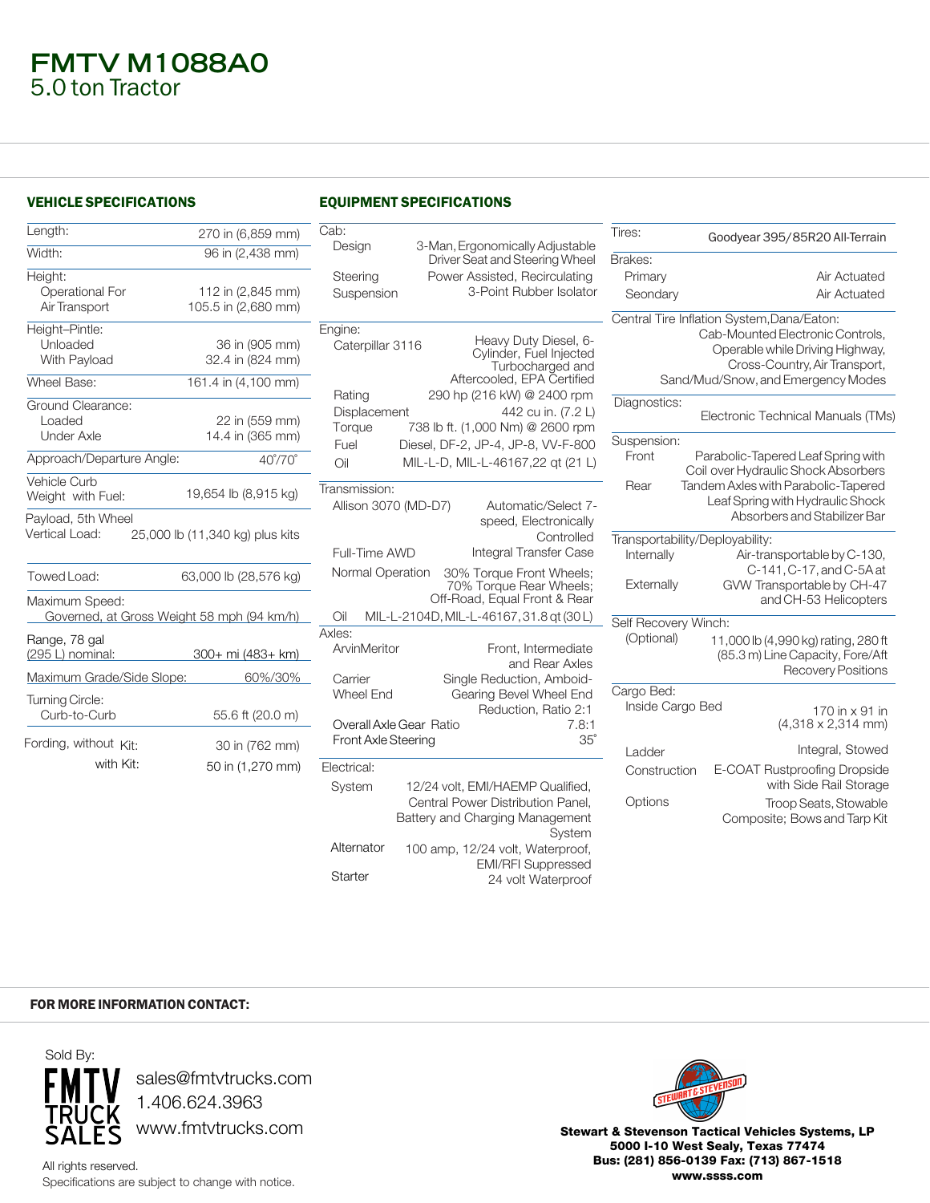# FMTV M1088A0

5.0 ton Tractor

## VEHICLE SPECIFICATIONS

| | |
|---|---|
| Length: | 270 in (6,859 mm) |
| Width: | 96 in (2,438 mm) |
| Height: | |
| Operational For | 112 in (2,845 mm) |
| Air Transport | 105.5 in (2,680 mm) |
| Height–Pintle: | |
| Unloaded | 36 in (905 mm) |
| With Payload | 32.4 in (824 mm) |
| Wheel Base: | 161.4 in (4,100 mm) |
| Ground Clearance: | |
| Loaded | 22 in (559 mm) |
| Under Axle | 14.4 in (365 mm) |
| Approach/Departure Angle: | 40°/70° |
| Vehicle Curb Weight with Fuel: | 19,654 lb (8,915 kg) |
| Payload, 5th Wheel Vertical Load: | 25,000 lb (11,340 kg) plus kits |
| Towed Load: | 63,000 lb (28,576 kg) |
| Maximum Speed: Governed, at Gross Weight | 58 mph (94 km/h) |
| Range, 78 gal (295 L) nominal: | 300+ mi (483+ km) |
| Maximum Grade/Side Slope: | 60%/30% |
| Turning Circle: Curb-to-Curb | 55.6 ft (20.0 m) |
| Fording, without Kit: | 30 in (762 mm) |
| with Kit: | 50 in (1,270 mm) |

## EQUIPMENT SPECIFICATIONS

| | |
|---|---|
| **Cab:** | |
| Design | 3-Man, Ergonomically Adjustable Driver Seat and Steering Wheel |
| Steering | Power Assisted, Recirculating |
| Suspension | 3-Point Rubber Isolator |
| **Engine:** | |
| Caterpillar 3116 | Heavy Duty Diesel, 6-Cylinder, Fuel Injected Turbocharged and Aftercooled, EPA Certified |
| Rating | 290 hp (216 kW) @ 2400 rpm |
| Displacement | 442 cu in. (7.2 L) |
| Torque | 738 lb ft. (1,000 Nm) @ 2600 rpm |
| Fuel | Diesel, DF-2, JP-4, JP-8, VV-F-800 |
| Oil | MIL-L-D, MIL-L-46167,22 qt (21 L) |
| **Transmission:** | |
| Allison 3070 (MD-D7) | Automatic/Select 7-speed, Electronically Controlled |
| Full-Time AWD | Integral Transfer Case |
| Normal Operation | 30% Torque Front Wheels; 70% Torque Rear Wheels; Off-Road, Equal Front & Rear |
| Oil | MIL-L-2104D, MIL-L-46167, 31.8 qt (30 L) |
| **Axles:** | |
| ArvinMeritor | Front, Intermediate and Rear Axles |
| Carrier | Single Reduction, Amboid- |
| Wheel End | Gearing Bevel Wheel End Reduction, Ratio 2:1 |
| Overall Axle Gear Ratio | 7.8:1 |
| Front Axle Steering | 35° |
| **Electrical:** | |
| System | 12/24 volt, EMI/HAEMP Qualified, Central Power Distribution Panel, Battery and Charging Management System |
| Alternator | 100 amp, 12/24 volt, Waterproof, EMI/RFI Suppressed |
| Starter | 24 volt Waterproof |

| | |
|---|---|
| **Tires:** | Goodyear 395/85R20 All-Terrain |
| **Brakes:** | |
| Primary | Air Actuated |
| Seondary | Air Actuated |
| **Central Tire Inflation System, Dana/Eaton:** | Cab-Mounted Electronic Controls, Operable while Driving Highway, Cross-Country, Air Transport, Sand/Mud/Snow, and Emergency Modes |
| **Diagnostics:** | Electronic Technical Manuals (TMs) |
| **Suspension:** | |
| Front | Parabolic-Tapered Leaf Spring with Coil over Hydraulic Shock Absorbers |
| Rear | Tandem Axles with Parabolic-Tapered Leaf Spring with Hydraulic Shock Absorbers and Stabilizer Bar |
| **Transportability/Deployability:** | |
| Internally | Air-transportable by C-130, C-141, C-17, and C-5A at |
| Externally | GVW Transportable by CH-47 and CH-53 Helicopters |
| **Self Recovery Winch:** | |
| (Optional) | 11,000 lb (4,990 kg) rating, 280 ft (85.3 m) Line Capacity, Fore/Aft Recovery Positions |
| **Cargo Bed:** | |
| Inside Cargo Bed | 170 in x 91 in (4,318 x 2,314 mm) |
| Ladder | Integral, Stowed |
| Construction | E-COAT Rustproofing Dropside with Side Rail Storage |
| Options | Troop Seats, Stowable Composite; Bows and Tarp Kit |

**FOR MORE INFORMATION CONTACT:**

Sold By:

FMTV TRUCK SALES

sales@fmtvtrucks.com
1.406.624.3963
www.fmtvtrucks.com

All rights reserved.
Specifications are subject to change with notice.

**Stewart & Stevenson Tactical Vehicles Systems, LP**
**5000 I-10 West Sealy, Texas 77474**
**Bus: (281) 856-0139 Fax: (713) 867-1518**
**www.ssss.com**